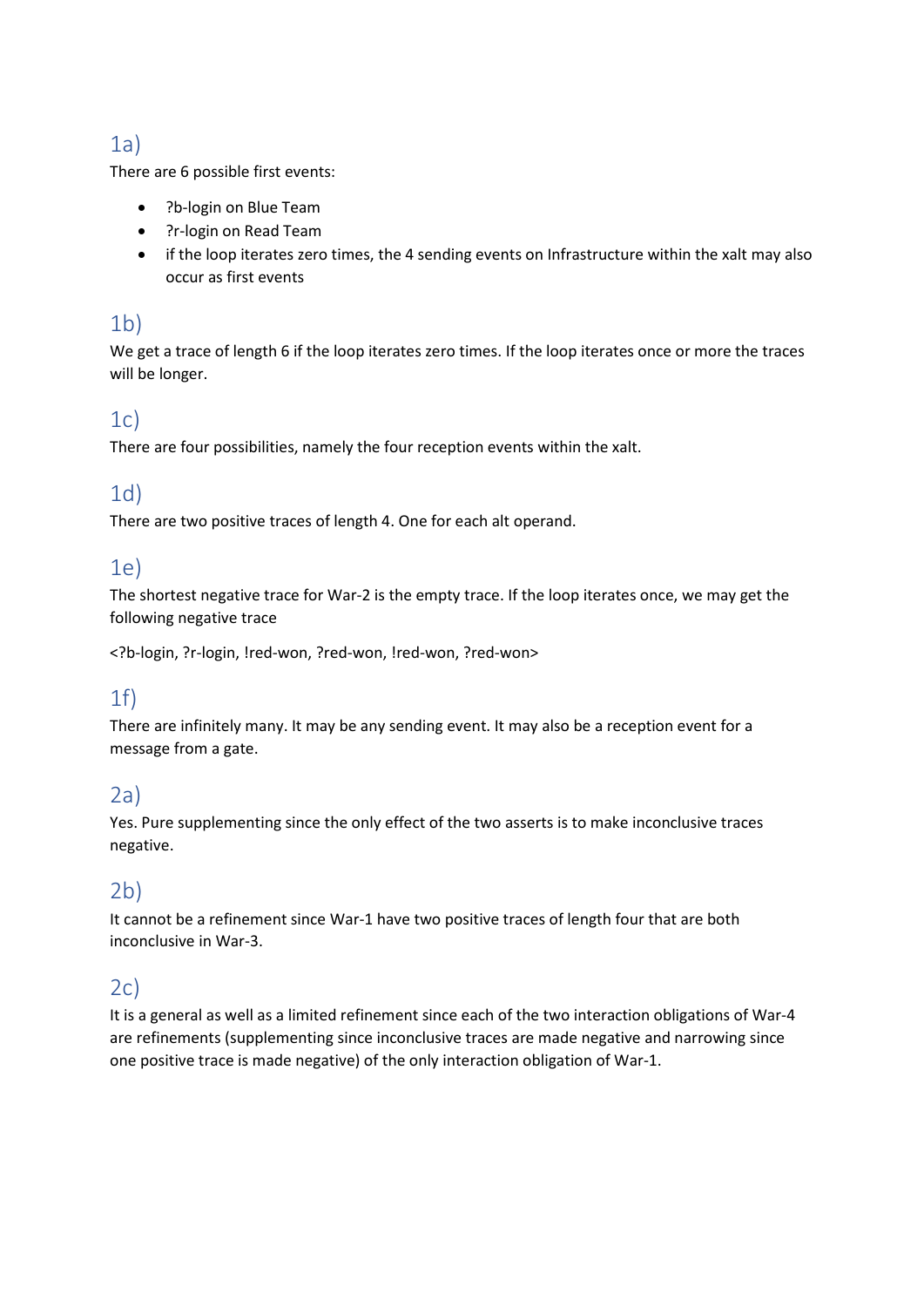## 1a)

There are 6 possible first events:

- ?b-login on Blue Team
- ?r-login on Read Team
- if the loop iterates zero times, the 4 sending events on Infrastructure within the xalt may also occur as first events

## 1b)

We get a trace of length 6 if the loop iterates zero times. If the loop iterates once or more the traces will be longer.

## 1c)

There are four possibilities, namely the four reception events within the xalt.

## 1d)

There are two positive traces of length 4. One for each alt operand.

## 1e)

The shortest negative trace for War-2 is the empty trace. If the loop iterates once, we may get the following negative trace

<?b-login, ?r-login, !red-won, ?red-won, !red-won, ?red-won>

## 1f)

There are infinitely many. It may be any sending event. It may also be a reception event for a message from a gate.

## 2a)

Yes. Pure supplementing since the only effect of the two asserts is to make inconclusive traces negative.

## 2b)

It cannot be a refinement since War-1 have two positive traces of length four that are both inconclusive in War-3.

## 2c)

It is a general as well as a limited refinement since each of the two interaction obligations of War-4 are refinements (supplementing since inconclusive traces are made negative and narrowing since one positive trace is made negative) of the only interaction obligation of War-1.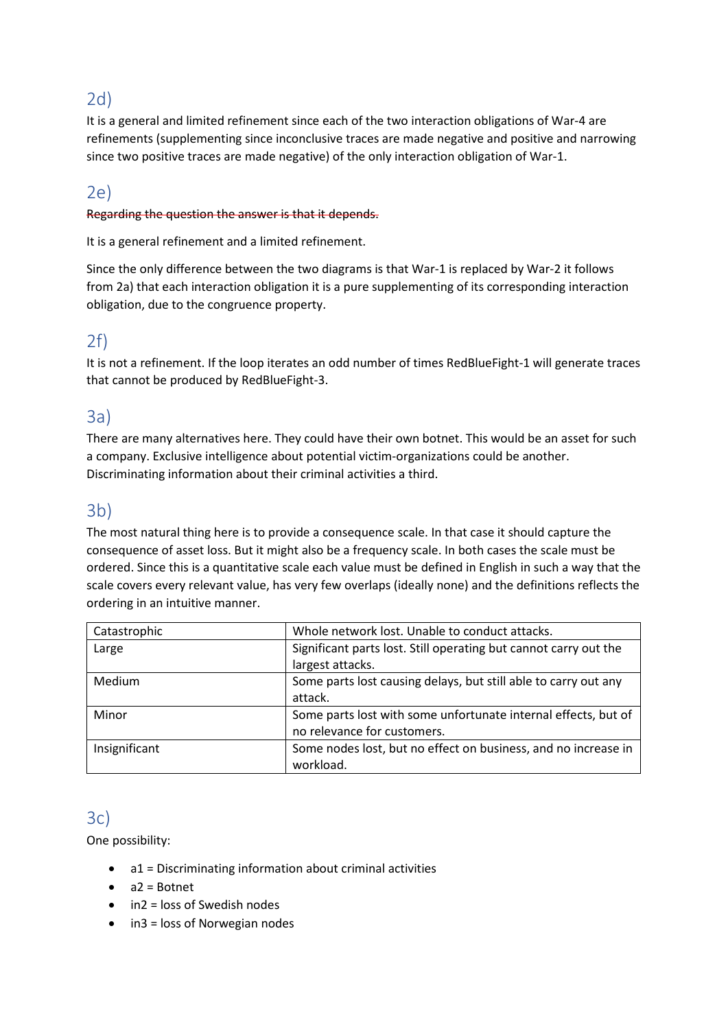## 2d)

It is a general and limited refinement since each of the two interaction obligations of War-4 are refinements (supplementing since inconclusive traces are made negative and positive and narrowing since two positive traces are made negative) of the only interaction obligation of War-1.

## 2e)

~~Regarding the question the answer is that it depends.~~

It is a general refinement and a limited refinement.

Since the only difference between the two diagrams is that War-1 is replaced by War-2 it follows from 2a) that each interaction obligation it is a pure supplementing of its corresponding interaction obligation, due to the congruence property.

## 2f)

It is not a refinement. If the loop iterates an odd number of times RedBlueFight-1 will generate traces that cannot be produced by RedBlueFight-3.

## 3a)

There are many alternatives here. They could have their own botnet. This would be an asset for such a company. Exclusive intelligence about potential victim-organizations could be another. Discriminating information about their criminal activities a third.

## 3b)

The most natural thing here is to provide a consequence scale. In that case it should capture the consequence of asset loss. But it might also be a frequency scale. In both cases the scale must be ordered. Since this is a quantitative scale each value must be defined in English in such a way that the scale covers every relevant value, has very few overlaps (ideally none) and the definitions reflects the ordering in an intuitive manner.

| | |
|---|---|
| Catastrophic | Whole network lost. Unable to conduct attacks. |
| Large | Significant parts lost. Still operating but cannot carry out the largest attacks. |
| Medium | Some parts lost causing delays, but still able to carry out any attack. |
| Minor | Some parts lost with some unfortunate internal effects, but of no relevance for customers. |
| Insignificant | Some nodes lost, but no effect on business, and no increase in workload. |

## 3c)

One possibility:

- a1 = Discriminating information about criminal activities
- a2 = Botnet
- in2 = loss of Swedish nodes
- in3 = loss of Norwegian nodes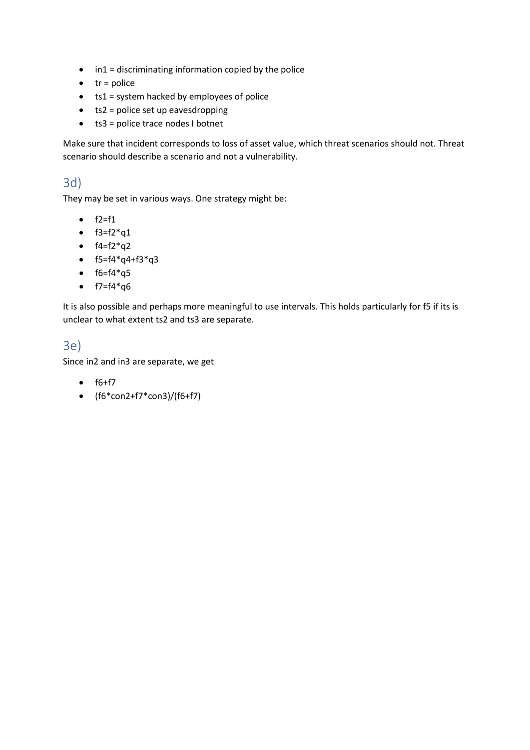- $in_1$ = discriminating information copied by the police
- tr = police
- $ts_1$ = system hacked by employees of police
- $ts_2$ = police set up eavesdropping
- $ts_3$ = police trace nodes I botnet

Make sure that incident corresponds to loss of asset value, which threat scenarios should not. Threat scenario should describe a scenario and not a vulnerability.

## 3d)

They may be set in various ways. One strategy might be:

- $f_2=f_1$
- $f_3=f_2*q_1$
- $f_4=f_2*q_2$
- $f_5=f_4*q_4+f_3*q_3$
- $f_6=f_4*q_5$
- $f_7=f_4*q_6$

It is also possible and perhaps more meaningful to use intervals. This holds particularly for $f_5$ if its is unclear to what extent $ts_2$ and $ts_3$ are separate.

## 3e)

Since $in_2$ and $in_3$ are separate, we get

- $f_6+f_7$
- $(f_6*con_2+f_7*con_3)/(f_6+f_7)$